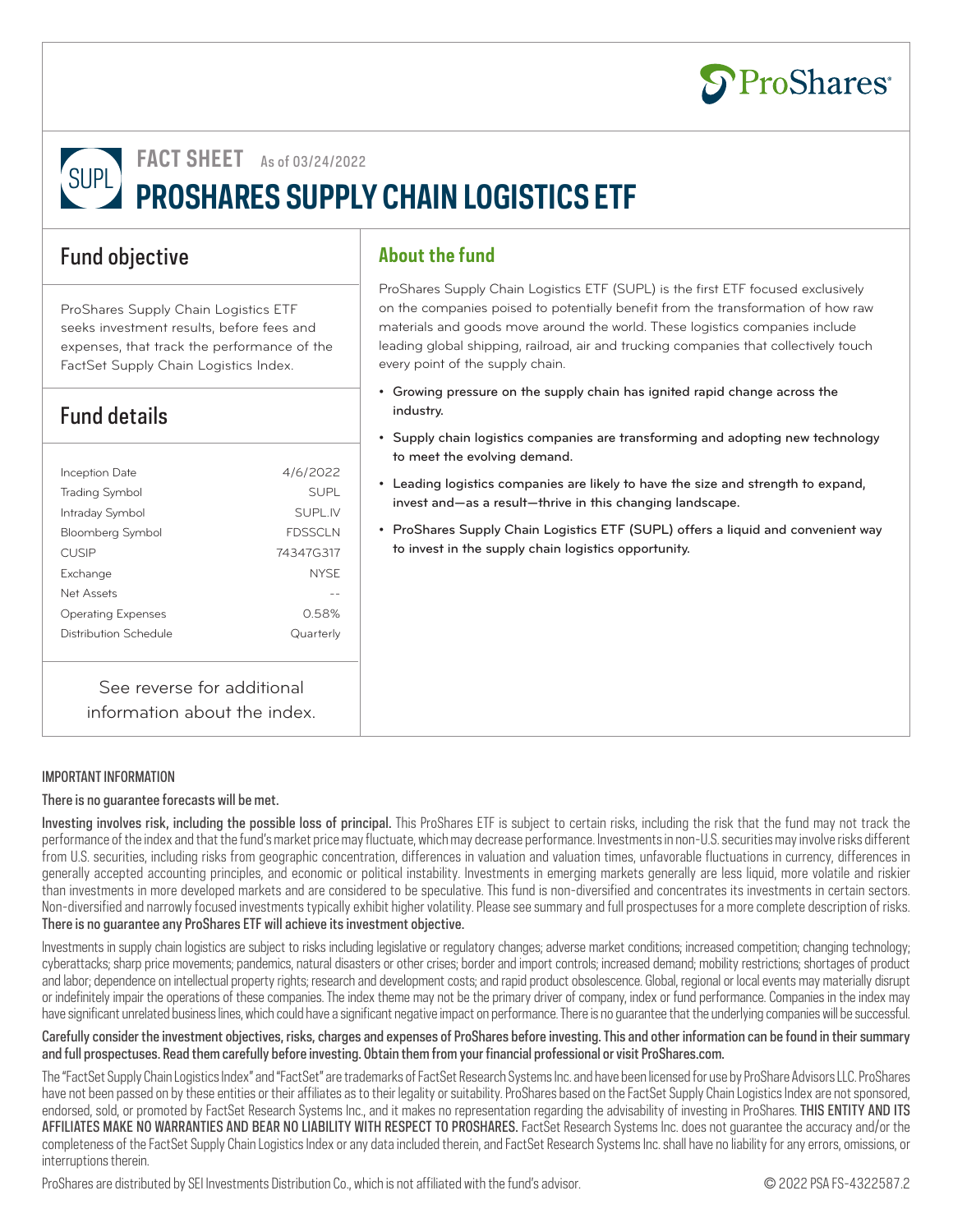# FACT SHEET As of 03/24/2022

# SUPL PROSHARES SUPPLY CHAIN LOGISTICS ETF

## Fund objective

ProShares Supply Chain Logistics ETF seeks investment results, before fees and expenses, that track the performance of the FactSet Supply Chain Logistics Index.

## Fund details

| | |
|---|---|
| Inception Date | 4/6/2022 |
| Trading Symbol | SUPL |
| Intraday Symbol | SUPL.IV |
| Bloomberg Symbol | FDSSCLN |
| CUSIP | 74347G317 |
| Exchange | NYSE |
| Net Assets | -- |
| Operating Expenses | 0.58% |
| Distribution Schedule | Quarterly |

See reverse for additional information about the index.

## About the fund

ProShares Supply Chain Logistics ETF (SUPL) is the first ETF focused exclusively on the companies poised to potentially benefit from the transformation of how raw materials and goods move around the world. These logistics companies include leading global shipping, railroad, air and trucking companies that collectively touch every point of the supply chain.

- Growing pressure on the supply chain has ignited rapid change across the industry.
- Supply chain logistics companies are transforming and adopting new technology to meet the evolving demand.
- Leading logistics companies are likely to have the size and strength to expand, invest and—as a result—thrive in this changing landscape.
- ProShares Supply Chain Logistics ETF (SUPL) offers a liquid and convenient way to invest in the supply chain logistics opportunity.

IMPORTANT INFORMATION

**There is no guarantee forecasts will be met.**

**Investing involves risk, including the possible loss of principal.** This ProShares ETF is subject to certain risks, including the risk that the fund may not track the performance of the index and that the fund's market price may fluctuate, which may decrease performance. Investments in non-U.S. securities may involve risks different from U.S. securities, including risks from geographic concentration, differences in valuation and valuation times, unfavorable fluctuations in currency, differences in generally accepted accounting principles, and economic or political instability. Investments in emerging markets generally are less liquid, more volatile and riskier than investments in more developed markets and are considered to be speculative. This fund is non-diversified and concentrates its investments in certain sectors. Non-diversified and narrowly focused investments typically exhibit higher volatility. Please see summary and full prospectuses for a more complete description of risks. **There is no guarantee any ProShares ETF will achieve its investment objective.**

Investments in supply chain logistics are subject to risks including legislative or regulatory changes; adverse market conditions; increased competition; changing technology; cyberattacks; sharp price movements; pandemics, natural disasters or other crises; border and import controls; increased demand; mobility restrictions; shortages of product and labor; dependence on intellectual property rights; research and development costs; and rapid product obsolescence. Global, regional or local events may materially disrupt or indefinitely impair the operations of these companies. The index theme may not be the primary driver of company, index or fund performance. Companies in the index may have significant unrelated business lines, which could have a significant negative impact on performance. There is no guarantee that the underlying companies will be successful.

**Carefully consider the investment objectives, risks, charges and expenses of ProShares before investing. This and other information can be found in their summary and full prospectuses. Read them carefully before investing. Obtain them from your financial professional or visit ProShares.com.**

The "FactSet Supply Chain Logistics Index" and "FactSet" are trademarks of FactSet Research Systems Inc. and have been licensed for use by ProShare Advisors LLC. ProShares have not been passed on by these entities or their affiliates as to their legality or suitability. ProShares based on the FactSet Supply Chain Logistics Index are not sponsored, endorsed, sold, or promoted by FactSet Research Systems Inc., and it makes no representation regarding the advisability of investing in ProShares. **THIS ENTITY AND ITS AFFILIATES MAKE NO WARRANTIES AND BEAR NO LIABILITY WITH RESPECT TO PROSHARES.** FactSet Research Systems Inc. does not guarantee the accuracy and/or the completeness of the FactSet Supply Chain Logistics Index or any data included therein, and FactSet Research Systems Inc. shall have no liability for any errors, omissions, or interruptions therein.

ProShares are distributed by SEI Investments Distribution Co., which is not affiliated with the fund's advisor.

© 2022 PSA FS-4322587.2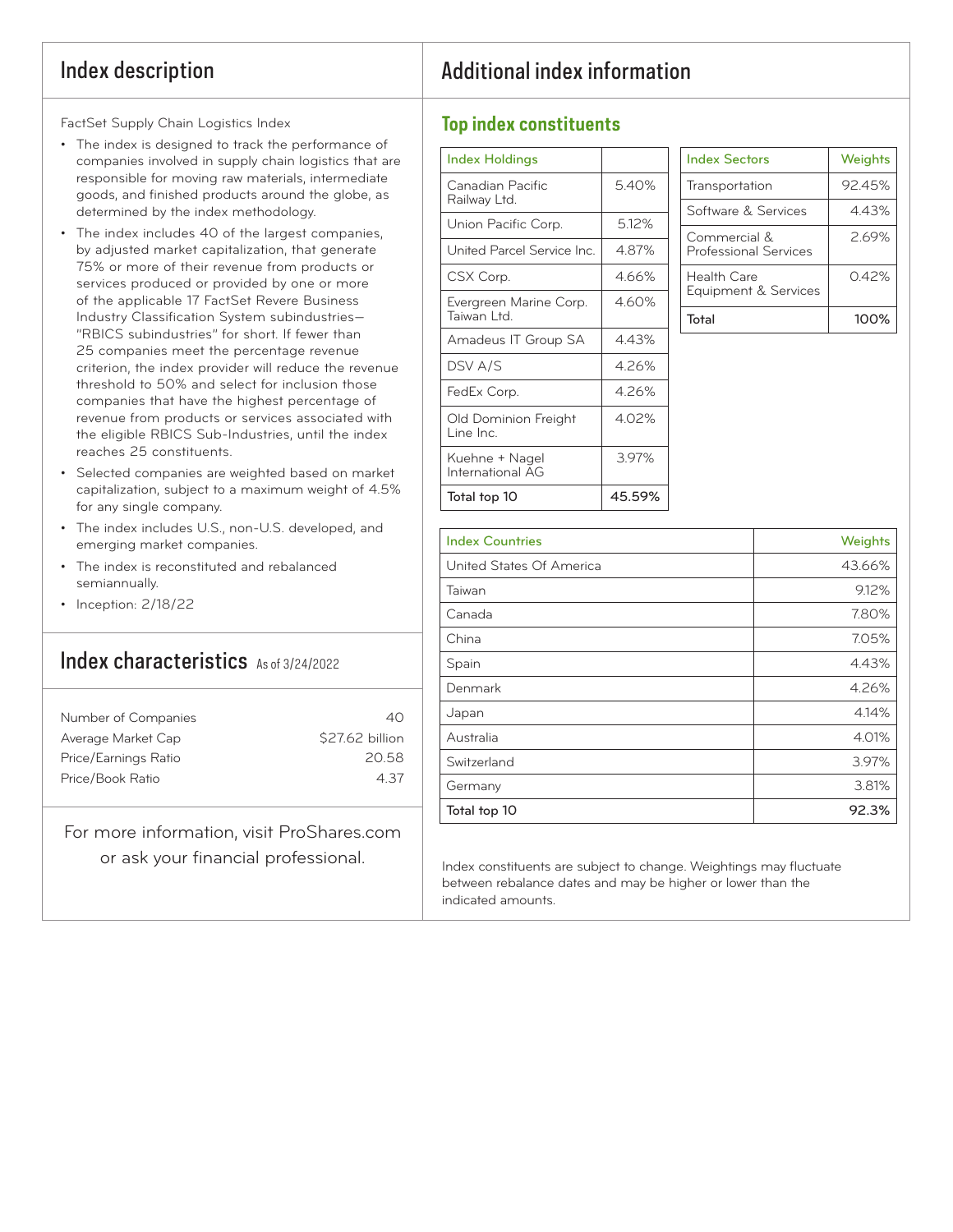## Index description

FactSet Supply Chain Logistics Index

- The index is designed to track the performance of companies involved in supply chain logistics that are responsible for moving raw materials, intermediate goods, and finished products around the globe, as determined by the index methodology.
- The index includes 40 of the largest companies, by adjusted market capitalization, that generate 75% or more of their revenue from products or services produced or provided by one or more of the applicable 17 FactSet Revere Business Industry Classification System subindustries—"RBICS subindustries" for short. If fewer than 25 companies meet the percentage revenue criterion, the index provider will reduce the revenue threshold to 50% and select for inclusion those companies that have the highest percentage of revenue from products or services associated with the eligible RBICS Sub-Industries, until the index reaches 25 constituents.
- Selected companies are weighted based on market capitalization, subject to a maximum weight of 4.5% for any single company.
- The index includes U.S., non-U.S. developed, and emerging market companies.
- The index is reconstituted and rebalanced semiannually.
- Inception: 2/18/22

## Index characteristics As of 3/24/2022

| | |
|---|---|
| Number of Companies | 40 |
| Average Market Cap | $27.62 billion |
| Price/Earnings Ratio | 20.58 |
| Price/Book Ratio | 4.37 |

For more information, visit ProShares.com or ask your financial professional.

## Additional index information

### Top index constituents

| Index Holdings | |
|---|---|
| Canadian Pacific Railway Ltd. | 5.40% |
| Union Pacific Corp. | 5.12% |
| United Parcel Service Inc. | 4.87% |
| CSX Corp. | 4.66% |
| Evergreen Marine Corp. Taiwan Ltd. | 4.60% |
| Amadeus IT Group SA | 4.43% |
| DSV A/S | 4.26% |
| FedEx Corp. | 4.26% |
| Old Dominion Freight Line Inc. | 4.02% |
| Kuehne + Nagel International AG | 3.97% |
| **Total top 10** | **45.59%** |

| Index Sectors | Weights |
|---|---|
| Transportation | 92.45% |
| Software & Services | 4.43% |
| Commercial & Professional Services | 2.69% |
| Health Care Equipment & Services | 0.42% |
| **Total** | **100%** |

| Index Countries | Weights |
|---|---|
| United States Of America | 43.66% |
| Taiwan | 9.12% |
| Canada | 7.80% |
| China | 7.05% |
| Spain | 4.43% |
| Denmark | 4.26% |
| Japan | 4.14% |
| Australia | 4.01% |
| Switzerland | 3.97% |
| Germany | 3.81% |
| **Total top 10** | **92.3%** |

Index constituents are subject to change. Weightings may fluctuate between rebalance dates and may be higher or lower than the indicated amounts.